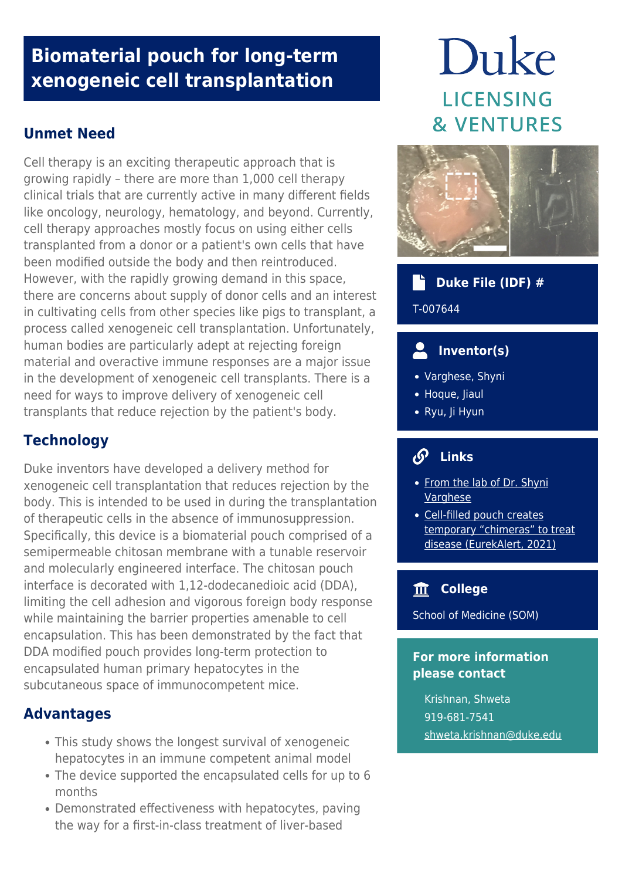# Biomaterial pouch for long-term xenogeneic cell transplantation

## Unmet Need

Cell therapy is an exciting therapeutic approach that is growing rapidly – there are more than 1,000 cell therapy clinical trials that are currently active in many different fields like oncology, neurology, hematology, and beyond. Currently, cell therapy approaches mostly focus on using either cells transplanted from a donor or a patient's own cells that have been modified outside the body and then reintroduced. However, with the rapidly growing demand in this space, there are concerns about supply of donor cells and an interest in cultivating cells from other species like pigs to transplant, a process called xenogeneic cell transplantation. Unfortunately, human bodies are particularly adept at rejecting foreign material and overactive immune responses are a major issue in the development of xenogeneic cell transplants. There is a need for ways to improve delivery of xenogeneic cell transplants that reduce rejection by the patient's body.

## Technology

Duke inventors have developed a delivery method for xenogeneic cell transplantation that reduces rejection by the body. This is intended to be used in during the transplantation of therapeutic cells in the absence of immunosuppression. Specifically, this device is a biomaterial pouch comprised of a semipermeable chitosan membrane with a tunable reservoir and molecularly engineered interface. The chitosan pouch interface is decorated with 1,12-dodecanedioic acid (DDA), limiting the cell adhesion and vigorous foreign body response while maintaining the barrier properties amenable to cell encapsulation. This has been demonstrated by the fact that DDA modified pouch provides long-term protection to encapsulated human primary hepatocytes in the subcutaneous space of immunocompetent mice.

## Advantages

- This study shows the longest survival of xenogeneic hepatocytes in an immune competent animal model
- The device supported the encapsulated cells for up to 6 months
- Demonstrated effectiveness with hepatocytes, paving the way for a first-in-class treatment of liver-based

Duke LICENSING & VENTURES

### Duke File (IDF) #

T-007644

### Inventor(s)

- Varghese, Shyni
- Hoque, Jiaul
- Ryu, Ji Hyun

### Links

- From the lab of Dr. Shyni Varghese
- Cell-filled pouch creates temporary "chimeras" to treat disease (EurekAlert, 2021)

### College

School of Medicine (SOM)

### For more information please contact

Krishnan, Shweta
919-681-7541
shweta.krishnan@duke.edu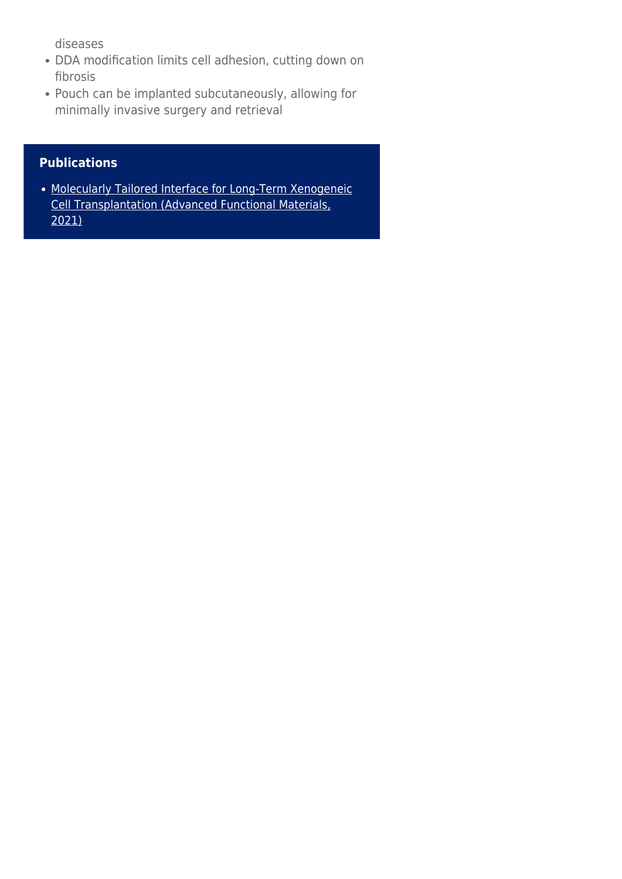diseases
- DDA modification limits cell adhesion, cutting down on fibrosis
- Pouch can be implanted subcutaneously, allowing for minimally invasive surgery and retrieval

## Publications

- Molecularly Tailored Interface for Long-Term Xenogeneic Cell Transplantation (Advanced Functional Materials, 2021)